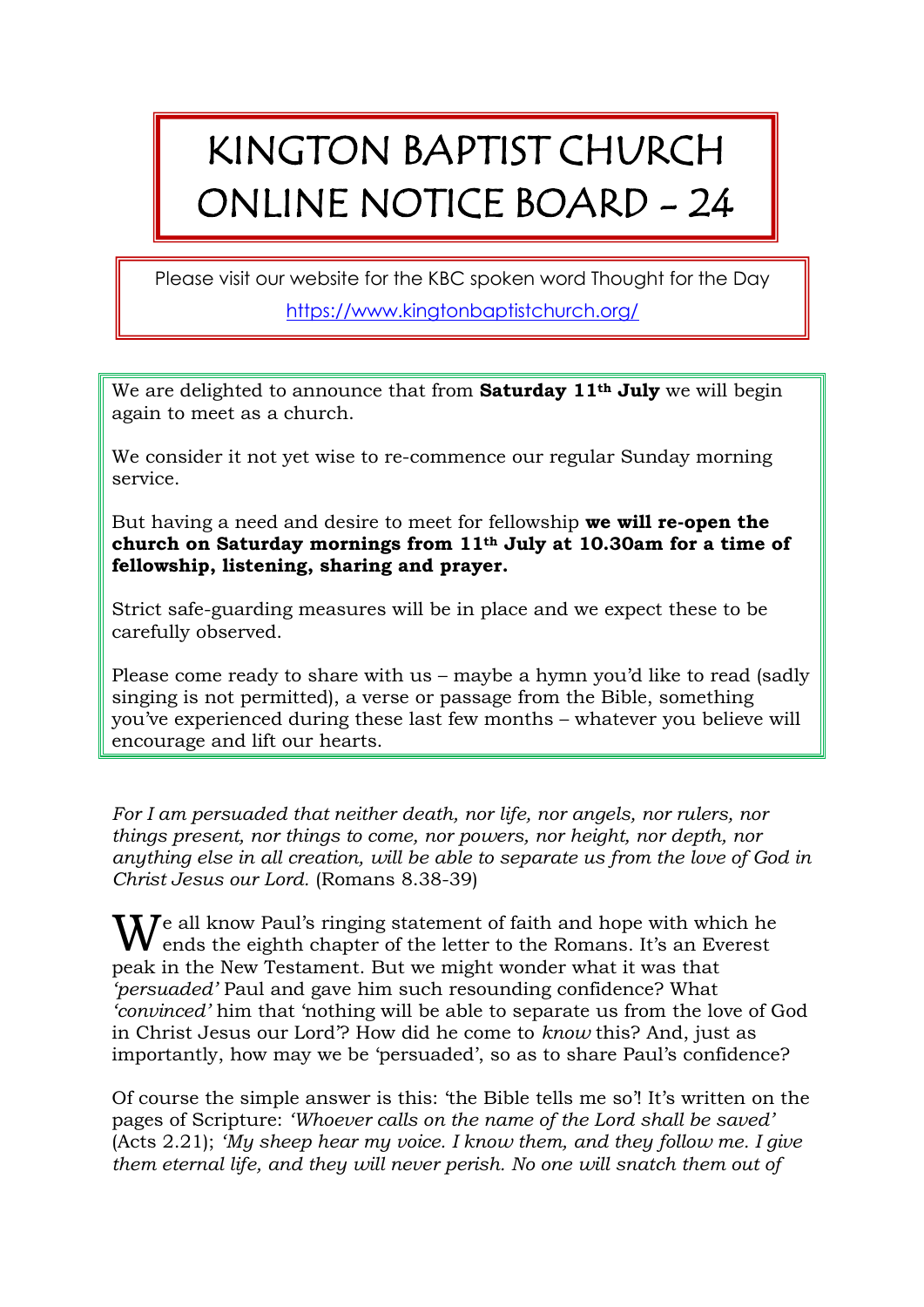# KINGTON BAPTIST CHURCH ONLINE NOTICE BOARD - 24

Please visit our website for the KBC spoken word Thought for the Day

https://www.kingtonbaptistchurch.org/

We are delighted to announce that from **Saturday 11th July** we will begin again to meet as a church.

We consider it not yet wise to re-commence our regular Sunday morning service.

But having a need and desire to meet for fellowship **we will re-open the church on Saturday mornings from 11th July at 10.30am for a time of fellowship, listening, sharing and prayer.**

Strict safe-guarding measures will be in place and we expect these to be carefully observed.

Please come ready to share with us – maybe a hymn you'd like to read (sadly singing is not permitted), a verse or passage from the Bible, something you've experienced during these last few months – whatever you believe will encourage and lift our hearts.

*For I am persuaded that neither death, nor life, nor angels, nor rulers, nor things present, nor things to come, nor powers, nor height, nor depth, nor anything else in all creation, will be able to separate us from the love of God in Christ Jesus our Lord.* (Romans 8.38-39)

We all know Paul's ringing statement of faith and hope with which he ends the eighth chapter of the letter to the Romans. It's an Everest peak in the New Testament. But we might wonder what it was that *'persuaded'* Paul and gave him such resounding confidence? What *'convinced'* him that 'nothing will be able to separate us from the love of God in Christ Jesus our Lord'? How did he come to *know* this? And, just as importantly, how may we be 'persuaded', so as to share Paul's confidence?

Of course the simple answer is this: 'the Bible tells me so'! It's written on the pages of Scripture: *'Whoever calls on the name of the Lord shall be saved'* (Acts 2.21); *'My sheep hear my voice. I know them, and they follow me. I give them eternal life, and they will never perish. No one will snatch them out of*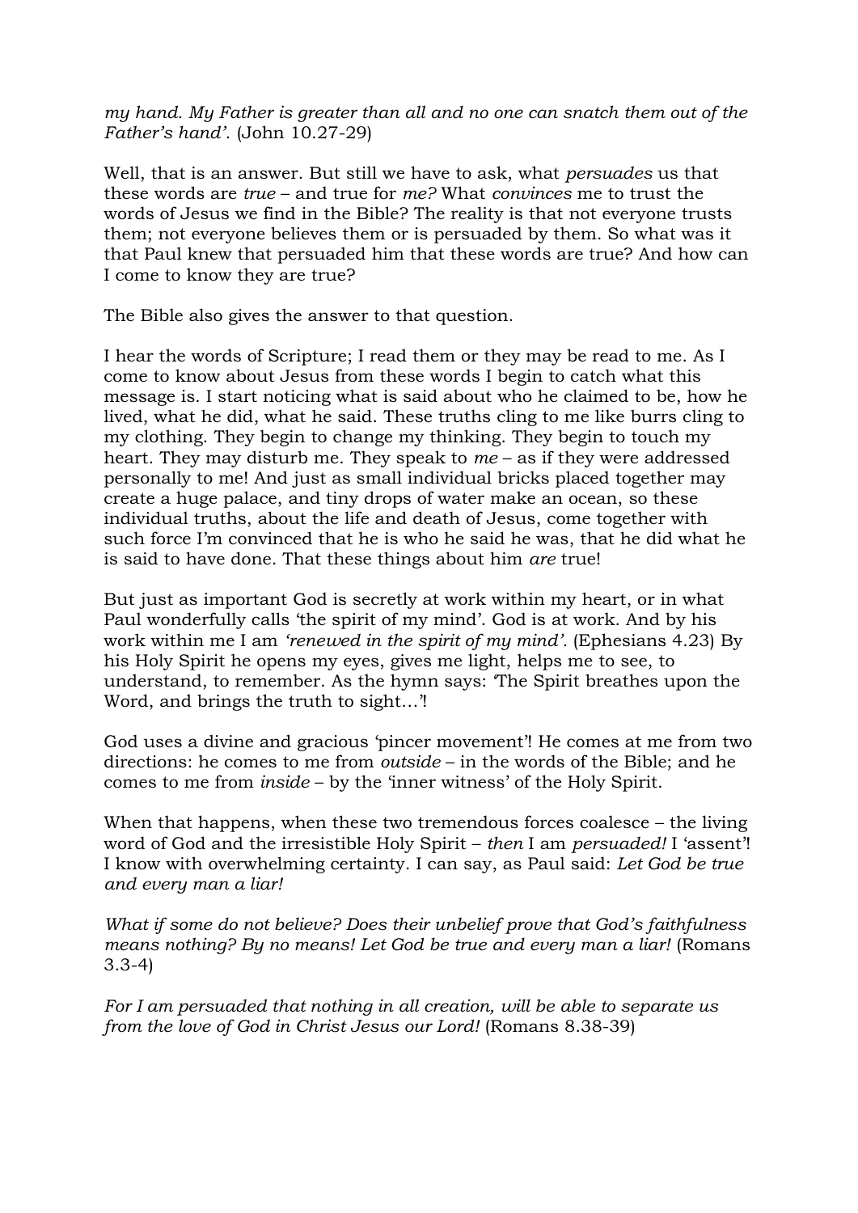*my hand. My Father is greater than all and no one can snatch them out of the Father's hand'.* (John 10.27-29)

Well, that is an answer. But still we have to ask, what *persuades* us that these words are *true* – and true for *me?* What *convinces* me to trust the words of Jesus we find in the Bible? The reality is that not everyone trusts them; not everyone believes them or is persuaded by them. So what was it that Paul knew that persuaded him that these words are true? And how can I come to know they are true?

The Bible also gives the answer to that question.

I hear the words of Scripture; I read them or they may be read to me. As I come to know about Jesus from these words I begin to catch what this message is. I start noticing what is said about who he claimed to be, how he lived, what he did, what he said. These truths cling to me like burrs cling to my clothing. They begin to change my thinking. They begin to touch my heart. They may disturb me. They speak to *me* – as if they were addressed personally to me! And just as small individual bricks placed together may create a huge palace, and tiny drops of water make an ocean, so these individual truths, about the life and death of Jesus, come together with such force I'm convinced that he is who he said he was, that he did what he is said to have done. That these things about him *are* true!

But just as important God is secretly at work within my heart, or in what Paul wonderfully calls 'the spirit of my mind'. God is at work. And by his work within me I am *'renewed in the spirit of my mind'*. (Ephesians 4.23) By his Holy Spirit he opens my eyes, gives me light, helps me to see, to understand, to remember. As the hymn says: 'The Spirit breathes upon the Word, and brings the truth to sight…'!

God uses a divine and gracious 'pincer movement'! He comes at me from two directions: he comes to me from *outside* – in the words of the Bible; and he comes to me from *inside* – by the 'inner witness' of the Holy Spirit.

When that happens, when these two tremendous forces coalesce – the living word of God and the irresistible Holy Spirit – *then* I am *persuaded!* I 'assent'! I know with overwhelming certainty. I can say, as Paul said: *Let God be true and every man a liar!*

*What if some do not believe? Does their unbelief prove that God's faithfulness means nothing? By no means! Let God be true and every man a liar!* (Romans 3.3-4)

*For I am persuaded that nothing in all creation, will be able to separate us from the love of God in Christ Jesus our Lord!* (Romans 8.38-39)